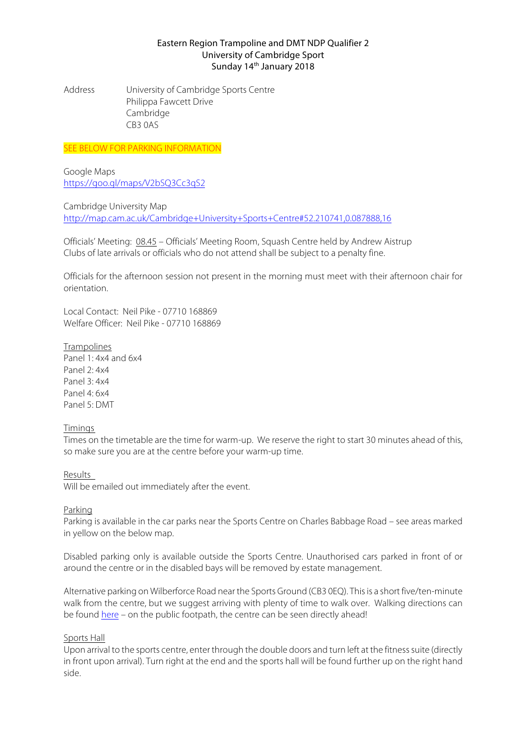# Eastern Region Trampoline and DMT NDP Qualifier 2
## University of Cambridge Sport
## Sunday 14th January 2018

Address University of Cambridge Sports Centre
Philippa Fawcett Drive
Cambridge
CB3 0AS

SEE BELOW FOR PARKING INFORMATION

Google Maps
https://goo.gl/maps/V2bSQ3Cc3qS2

Cambridge University Map
http://map.cam.ac.uk/Cambridge+University+Sports+Centre#52.210741,0.087888,16

Officials' Meeting: 08.45 – Officials' Meeting Room, Squash Centre held by Andrew Aistrup
Clubs of late arrivals or officials who do not attend shall be subject to a penalty fine.

Officials for the afternoon session not present in the morning must meet with their afternoon chair for orientation.

Local Contact: Neil Pike - 07710 168869
Welfare Officer: Neil Pike - 07710 168869

**Trampolines**
Panel 1: 4x4 and 6x4
Panel 2: 4x4
Panel 3: 4x4
Panel 4: 6x4
Panel 5: DMT

**Timings**
Times on the timetable are the time for warm-up. We reserve the right to start 30 minutes ahead of this, so make sure you are at the centre before your warm-up time.

**Results**
Will be emailed out immediately after the event.

**Parking**
Parking is available in the car parks near the Sports Centre on Charles Babbage Road – see areas marked in yellow on the below map.

Disabled parking only is available outside the Sports Centre. Unauthorised cars parked in front of or around the centre or in the disabled bays will be removed by estate management.

Alternative parking on Wilberforce Road near the Sports Ground (CB3 0EQ). This is a short five/ten-minute walk from the centre, but we suggest arriving with plenty of time to walk over. Walking directions can be found here – on the public footpath, the centre can be seen directly ahead!

**Sports Hall**
Upon arrival to the sports centre, enter through the double doors and turn left at the fitness suite (directly in front upon arrival). Turn right at the end and the sports hall will be found further up on the right hand side.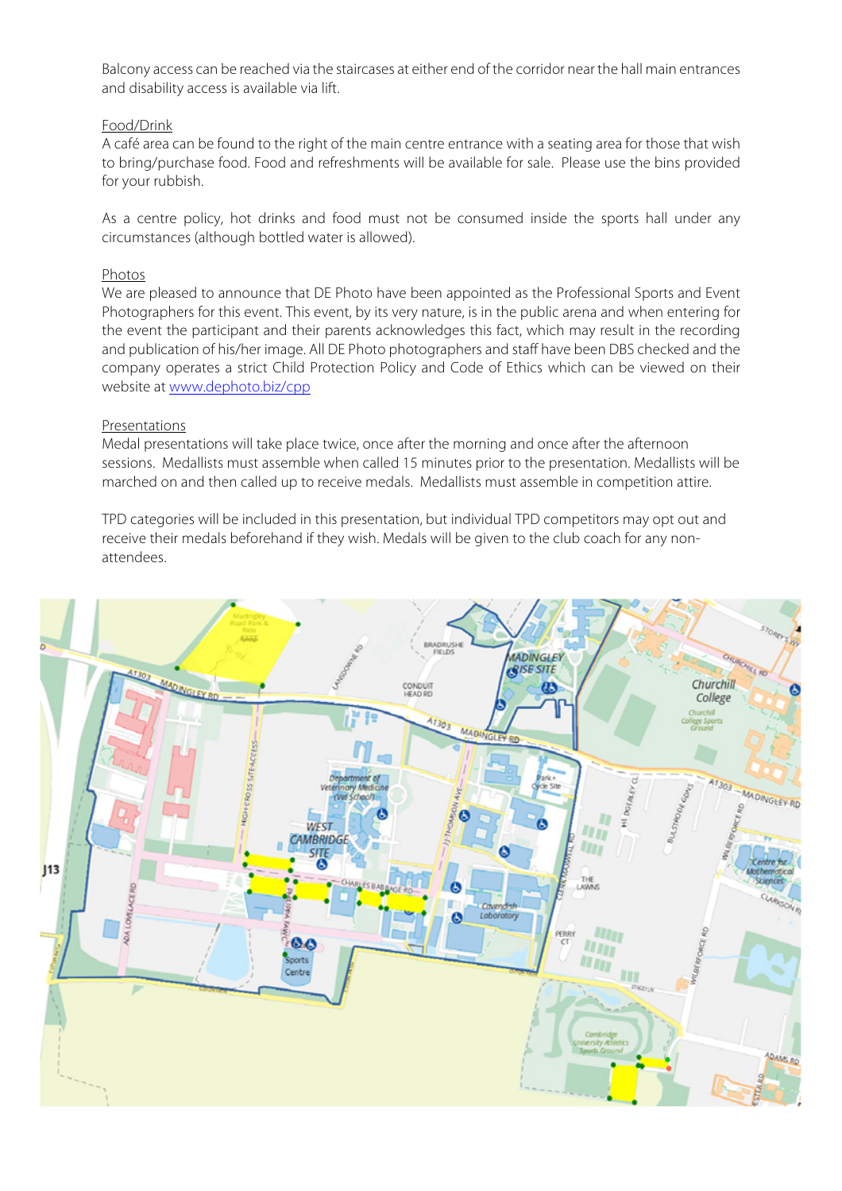Balcony access can be reached via the staircases at either end of the corridor near the hall main entrances and disability access is available via lift.

Food/Drink

A café area can be found to the right of the main centre entrance with a seating area for those that wish to bring/purchase food. Food and refreshments will be available for sale. Please use the bins provided for your rubbish.

As a centre policy, hot drinks and food must not be consumed inside the sports hall under any circumstances (although bottled water is allowed).

Photos

We are pleased to announce that DE Photo have been appointed as the Professional Sports and Event Photographers for this event. This event, by its very nature, is in the public arena and when entering for the event the participant and their parents acknowledges this fact, which may result in the recording and publication of his/her image. All DE Photo photographers and staff have been DBS checked and the company operates a strict Child Protection Policy and Code of Ethics which can be viewed on their website at [www.dephoto.biz/cpp](http://www.dephoto.biz/cpp)

Presentations

Medal presentations will take place twice, once after the morning and once after the afternoon sessions. Medallists must assemble when called 15 minutes prior to the presentation. Medallists will be marched on and then called up to receive medals. Medallists must assemble in competition attire.

TPD categories will be included in this presentation, but individual TPD competitors may opt out and receive their medals beforehand if they wish. Medals will be given to the club coach for any non-attendees.